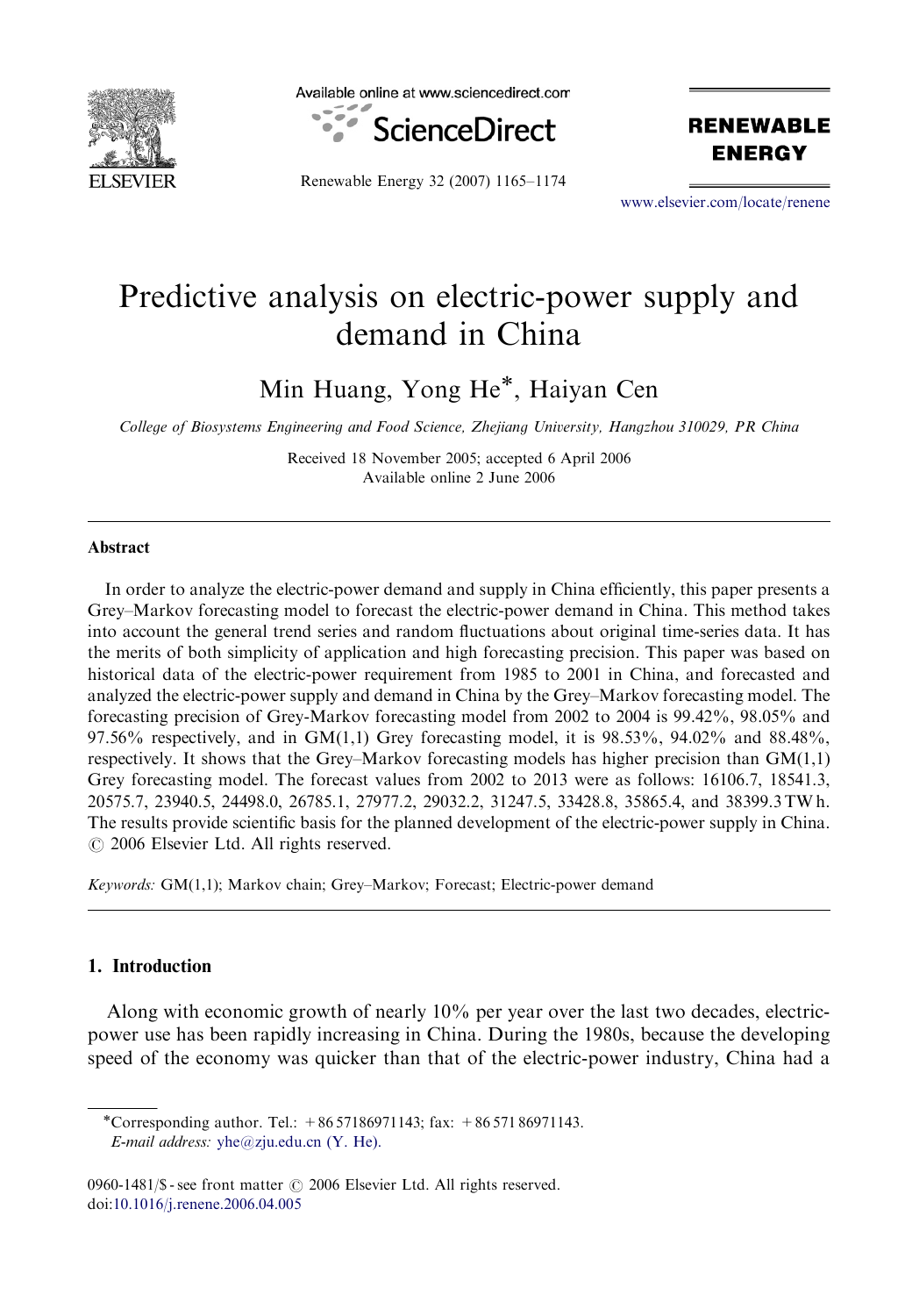# Predictive analysis on electric-power supply and demand in China

Min Huang, Yong He*, Haiyan Cen

*College of Biosystems Engineering and Food Science, Zhejiang University, Hangzhou 310029, PR China*

Received 18 November 2005; accepted 6 April 2006
Available online 2 June 2006

## Abstract

In order to analyze the electric-power demand and supply in China efficiently, this paper presents a Grey–Markov forecasting model to forecast the electric-power demand in China. This method takes into account the general trend series and random fluctuations about original time-series data. It has the merits of both simplicity of application and high forecasting precision. This paper was based on historical data of the electric-power requirement from 1985 to 2001 in China, and forecasted and analyzed the electric-power supply and demand in China by the Grey–Markov forecasting model. The forecasting precision of Grey-Markov forecasting model from 2002 to 2004 is 99.42%, 98.05% and 97.56% respectively, and in GM(1,1) Grey forecasting model, it is 98.53%, 94.02% and 88.48%, respectively. It shows that the Grey–Markov forecasting models has higher precision than GM(1,1) Grey forecasting model. The forecast values from 2002 to 2013 were as follows: 16106.7, 18541.3, 20575.7, 23940.5, 24498.0, 26785.1, 27977.2, 29032.2, 31247.5, 33428.8, 35865.4, and 38399.3 TW h. The results provide scientific basis for the planned development of the electric-power supply in China.
© 2006 Elsevier Ltd. All rights reserved.

*Keywords:* GM(1,1); Markov chain; Grey–Markov; Forecast; Electric-power demand

## 1. Introduction

Along with economic growth of nearly 10% per year over the last two decades, electric-power use has been rapidly increasing in China. During the 1980s, because the developing speed of the economy was quicker than that of the electric-power industry, China had a

*Corresponding author. Tel.: +86 57186971143; fax: +86 571 86971143.
*E-mail address:* yhe@zju.edu.cn (Y. He).

0960-1481/$ - see front matter © 2006 Elsevier Ltd. All rights reserved.
doi:10.1016/j.renene.2006.04.005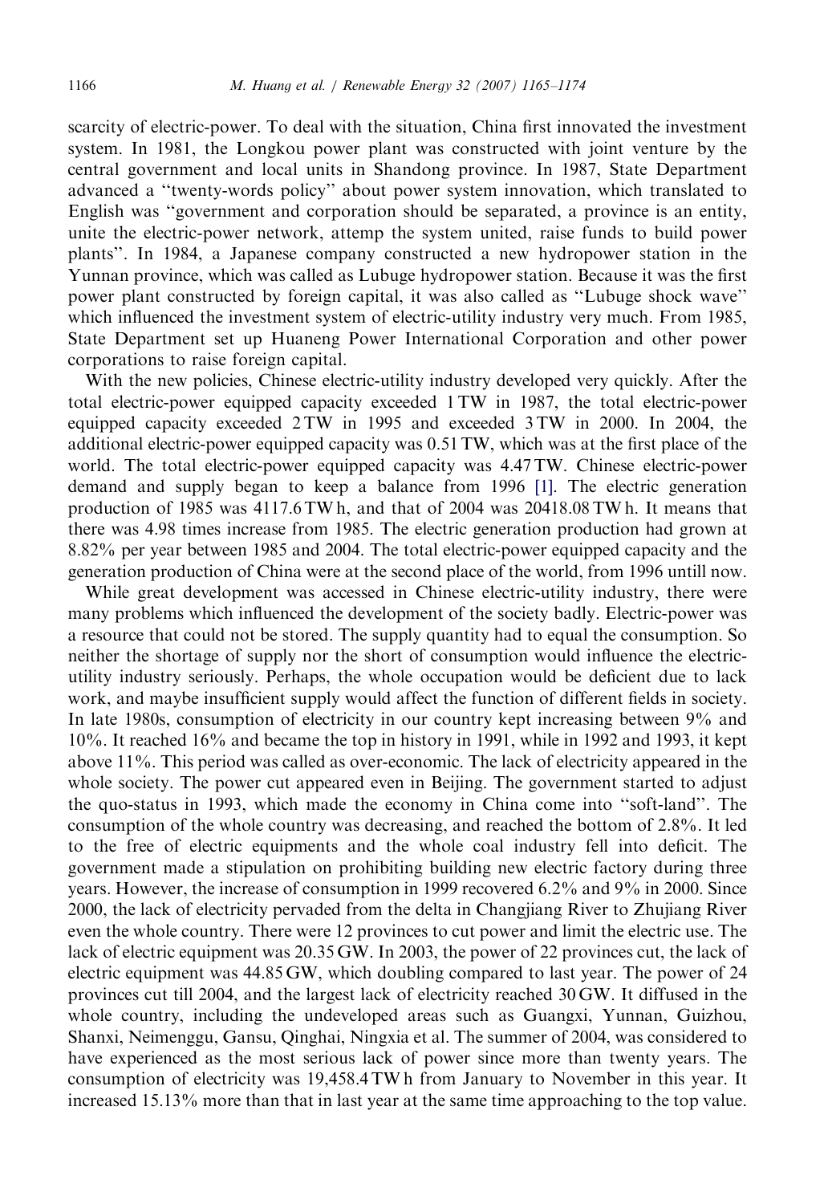scarcity of electric-power. To deal with the situation, China first innovated the investment system. In 1981, the Longkou power plant was constructed with joint venture by the central government and local units in Shandong province. In 1987, State Department advanced a "twenty-words policy" about power system innovation, which translated to English was "government and corporation should be separated, a province is an entity, unite the electric-power network, attemp the system united, raise funds to build power plants". In 1984, a Japanese company constructed a new hydropower station in the Yunnan province, which was called as Lubuge hydropower station. Because it was the first power plant constructed by foreign capital, it was also called as "Lubuge shock wave" which influenced the investment system of electric-utility industry very much. From 1985, State Department set up Huaneng Power International Corporation and other power corporations to raise foreign capital.

With the new policies, Chinese electric-utility industry developed very quickly. After the total electric-power equipped capacity exceeded 1 TW in 1987, the total electric-power equipped capacity exceeded 2 TW in 1995 and exceeded 3 TW in 2000. In 2004, the additional electric-power equipped capacity was 0.51 TW, which was at the first place of the world. The total electric-power equipped capacity was 4.47 TW. Chinese electric-power demand and supply began to keep a balance from 1996 [1]. The electric generation production of 1985 was 4117.6 TW h, and that of 2004 was 20418.08 TW h. It means that there was 4.98 times increase from 1985. The electric generation production had grown at 8.82% per year between 1985 and 2004. The total electric-power equipped capacity and the generation production of China were at the second place of the world, from 1996 untill now.

While great development was accessed in Chinese electric-utility industry, there were many problems which influenced the development of the society badly. Electric-power was a resource that could not be stored. The supply quantity had to equal the consumption. So neither the shortage of supply nor the short of consumption would influence the electric-utility industry seriously. Perhaps, the whole occupation would be deficient due to lack work, and maybe insufficient supply would affect the function of different fields in society. In late 1980s, consumption of electricity in our country kept increasing between 9% and 10%. It reached 16% and became the top in history in 1991, while in 1992 and 1993, it kept above 11%. This period was called as over-economic. The lack of electricity appeared in the whole society. The power cut appeared even in Beijing. The government started to adjust the quo-status in 1993, which made the economy in China come into "soft-land". The consumption of the whole country was decreasing, and reached the bottom of 2.8%. It led to the free of electric equipments and the whole coal industry fell into deficit. The government made a stipulation on prohibiting building new electric factory during three years. However, the increase of consumption in 1999 recovered 6.2% and 9% in 2000. Since 2000, the lack of electricity pervaded from the delta in Changjiang River to Zhujiang River even the whole country. There were 12 provinces to cut power and limit the electric use. The lack of electric equipment was 20.35 GW. In 2003, the power of 22 provinces cut, the lack of electric equipment was 44.85 GW, which doubling compared to last year. The power of 24 provinces cut till 2004, and the largest lack of electricity reached 30 GW. It diffused in the whole country, including the undeveloped areas such as Guangxi, Yunnan, Guizhou, Shanxi, Neimenggu, Gansu, Qinghai, Ningxia et al. The summer of 2004, was considered to have experienced as the most serious lack of power since more than twenty years. The consumption of electricity was 19,458.4 TW h from January to November in this year. It increased 15.13% more than that in last year at the same time approaching to the top value.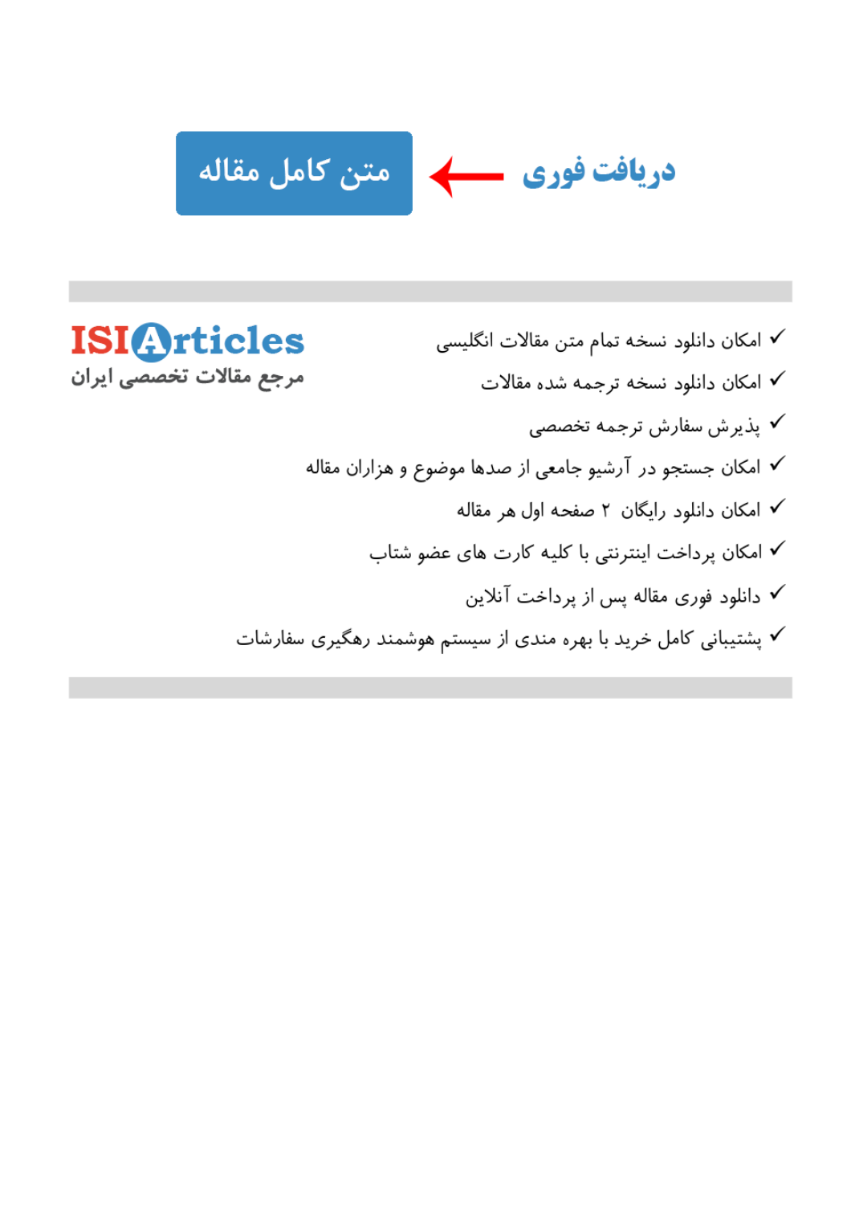دریافت فوری ← متن کامل مقاله

ISIArticles
مرجع مقالات تخصصی ایران

- ✓ امکان دانلود نسخه تمام متن مقالات انگلیسی
- ✓ امکان دانلود نسخه ترجمه شده مقالات
- ✓ پذیرش سفارش ترجمه تخصصی
- ✓ امکان جستجو در آرشیو جامعی از صدها موضوع و هزاران مقاله
- ✓ امکان دانلود رایگان ۲ صفحه اول هر مقاله
- ✓ امکان پرداخت اینترنتی با کلیه کارت های عضو شتاب
- ✓ دانلود فوری مقاله پس از پرداخت آنلاین
- ✓ پشتیبانی کامل خرید با بهره مندی از سیستم هوشمند رهگیری سفارشات